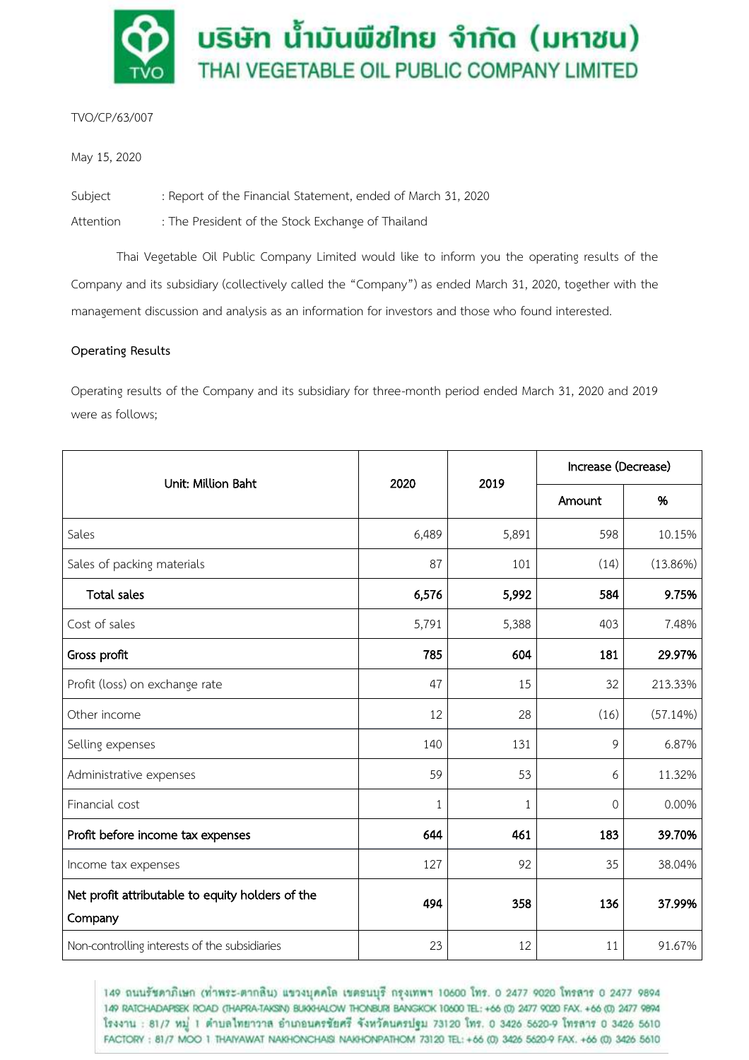# บริษัท น้ำมันพืชไทย จำกัด (มหาชน)
# THAI VEGETABLE OIL PUBLIC COMPANY LIMITED

TVO/CP/63/007

May 15, 2020

Subject : Report of the Financial Statement, ended of March 31, 2020

Attention : The President of the Stock Exchange of Thailand

Thai Vegetable Oil Public Company Limited would like to inform you the operating results of the Company and its subsidiary (collectively called the "Company") as ended March 31, 2020, together with the management discussion and analysis as an information for investors and those who found interested.

**Operating Results**

Operating results of the Company and its subsidiary for three-month period ended March 31, 2020 and 2019 were as follows;

| Unit: Million Baht | 2020 | 2019 | Increase (Decrease) | |
|---|---|---|---|---|
| | | | Amount | % |
| Sales | 6,489 | 5,891 | 598 | 10.15% |
| Sales of packing materials | 87 | 101 | (14) | (13.86%) |
| **Total sales** | **6,576** | **5,992** | **584** | **9.75%** |
| Cost of sales | 5,791 | 5,388 | 403 | 7.48% |
| **Gross profit** | **785** | **604** | **181** | **29.97%** |
| Profit (loss) on exchange rate | 47 | 15 | 32 | 213.33% |
| Other income | 12 | 28 | (16) | (57.14%) |
| Selling expenses | 140 | 131 | 9 | 6.87% |
| Administrative expenses | 59 | 53 | 6 | 11.32% |
| Financial cost | 1 | 1 | 0 | 0.00% |
| **Profit before income tax expenses** | **644** | **461** | **183** | **39.70%** |
| Income tax expenses | 127 | 92 | 35 | 38.04% |
| **Net profit attributable to equity holders of the Company** | **494** | **358** | **136** | **37.99%** |
| Non-controlling interests of the subsidiaries | 23 | 12 | 11 | 91.67% |

149 ถนนรัชดาภิเษก (ท่าพระ-ตากสิน) แขวงบุคคโล เขตธนบุรี กรุงเทพฯ 10600 โทร. 0 2477 9020 โทรสาร 0 2477 9894
149 RATCHADAPISEK ROAD (THAPRA-TAKSIN) BUKKHALOW THONBURI BANGKOK 10600 TEL: +66 (0) 2477 9020 FAX. +66 (0) 2477 9894
โรงงาน : 81/7 หมู่ 1 ตำบลไทยาวาส อำเภอนครชัยศรี จังหวัดนครปฐม 73120 โทร. 0 3426 5620-9 โทรสาร 0 3426 5610
FACTORY : 81/7 MOO 1 THAIYAWAT NAKHONCHAISI NAKHONPATHOM 73120 TEL: +66 (0) 3426 5620-9 FAX. +66 (0) 3426 5610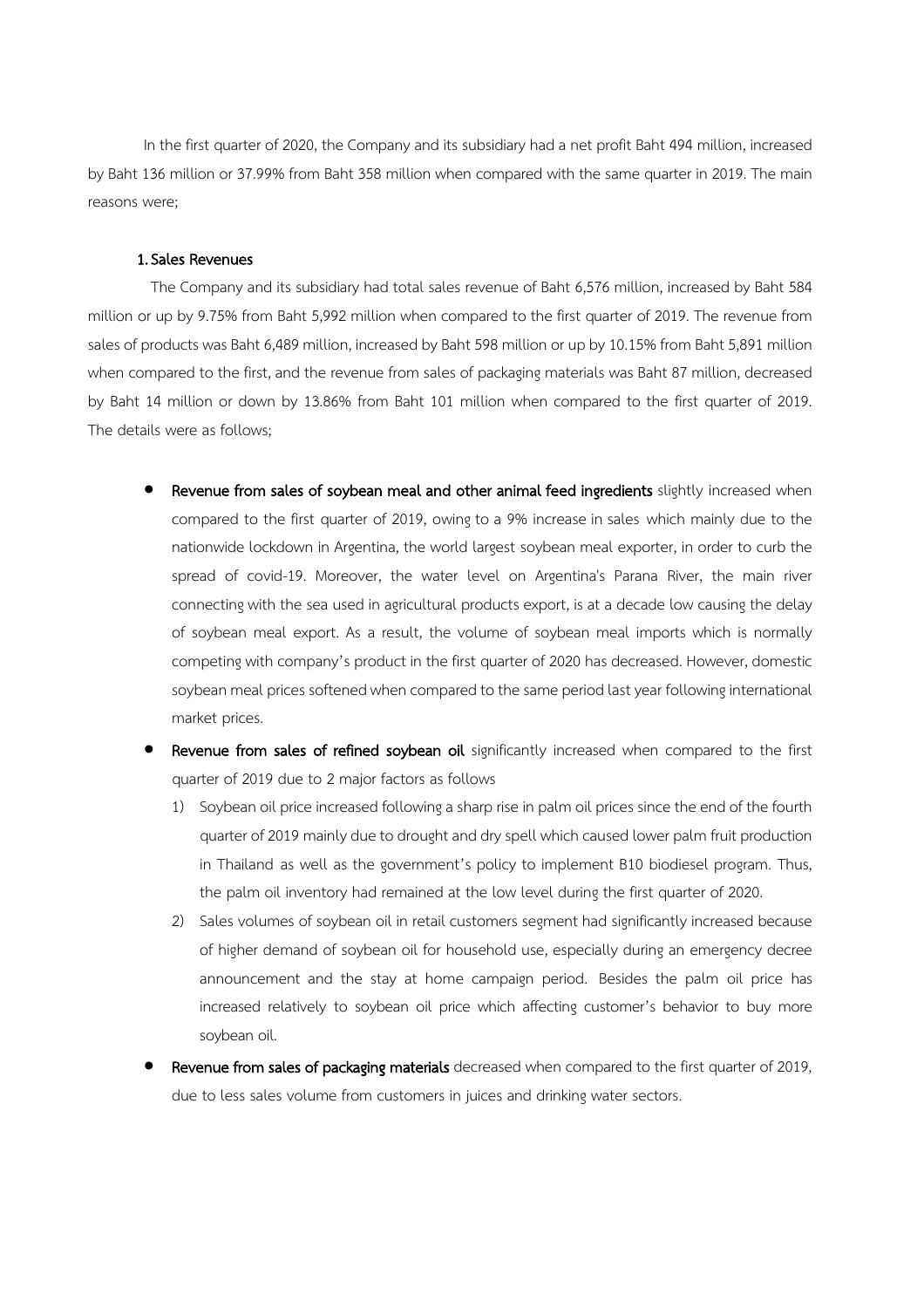In the first quarter of 2020, the Company and its subsidiary had a net profit Baht 494 million, increased by Baht 136 million or 37.99% from Baht 358 million when compared with the same quarter in 2019. The main reasons were;

**1. Sales Revenues**

The Company and its subsidiary had total sales revenue of Baht 6,576 million, increased by Baht 584 million or up by 9.75% from Baht 5,992 million when compared to the first quarter of 2019. The revenue from sales of products was Baht 6,489 million, increased by Baht 598 million or up by 10.15% from Baht 5,891 million when compared to the first, and the revenue from sales of packaging materials was Baht 87 million, decreased by Baht 14 million or down by 13.86% from Baht 101 million when compared to the first quarter of 2019. The details were as follows;

- **Revenue from sales of soybean meal and other animal feed ingredients** slightly increased when compared to the first quarter of 2019, owing to a 9% increase in sales which mainly due to the nationwide lockdown in Argentina, the world largest soybean meal exporter, in order to curb the spread of covid-19. Moreover, the water level on Argentina's Parana River, the main river connecting with the sea used in agricultural products export, is at a decade low causing the delay of soybean meal export. As a result, the volume of soybean meal imports which is normally competing with company's product in the first quarter of 2020 has decreased. However, domestic soybean meal prices softened when compared to the same period last year following international market prices.
- **Revenue from sales of refined soybean oil** significantly increased when compared to the first quarter of 2019 due to 2 major factors as follows
  1) Soybean oil price increased following a sharp rise in palm oil prices since the end of the fourth quarter of 2019 mainly due to drought and dry spell which caused lower palm fruit production in Thailand as well as the government's policy to implement B10 biodiesel program. Thus, the palm oil inventory had remained at the low level during the first quarter of 2020.
  2) Sales volumes of soybean oil in retail customers segment had significantly increased because of higher demand of soybean oil for household use, especially during an emergency decree announcement and the stay at home campaign period. Besides the palm oil price has increased relatively to soybean oil price which affecting customer's behavior to buy more soybean oil.
- **Revenue from sales of packaging materials** decreased when compared to the first quarter of 2019, due to less sales volume from customers in juices and drinking water sectors.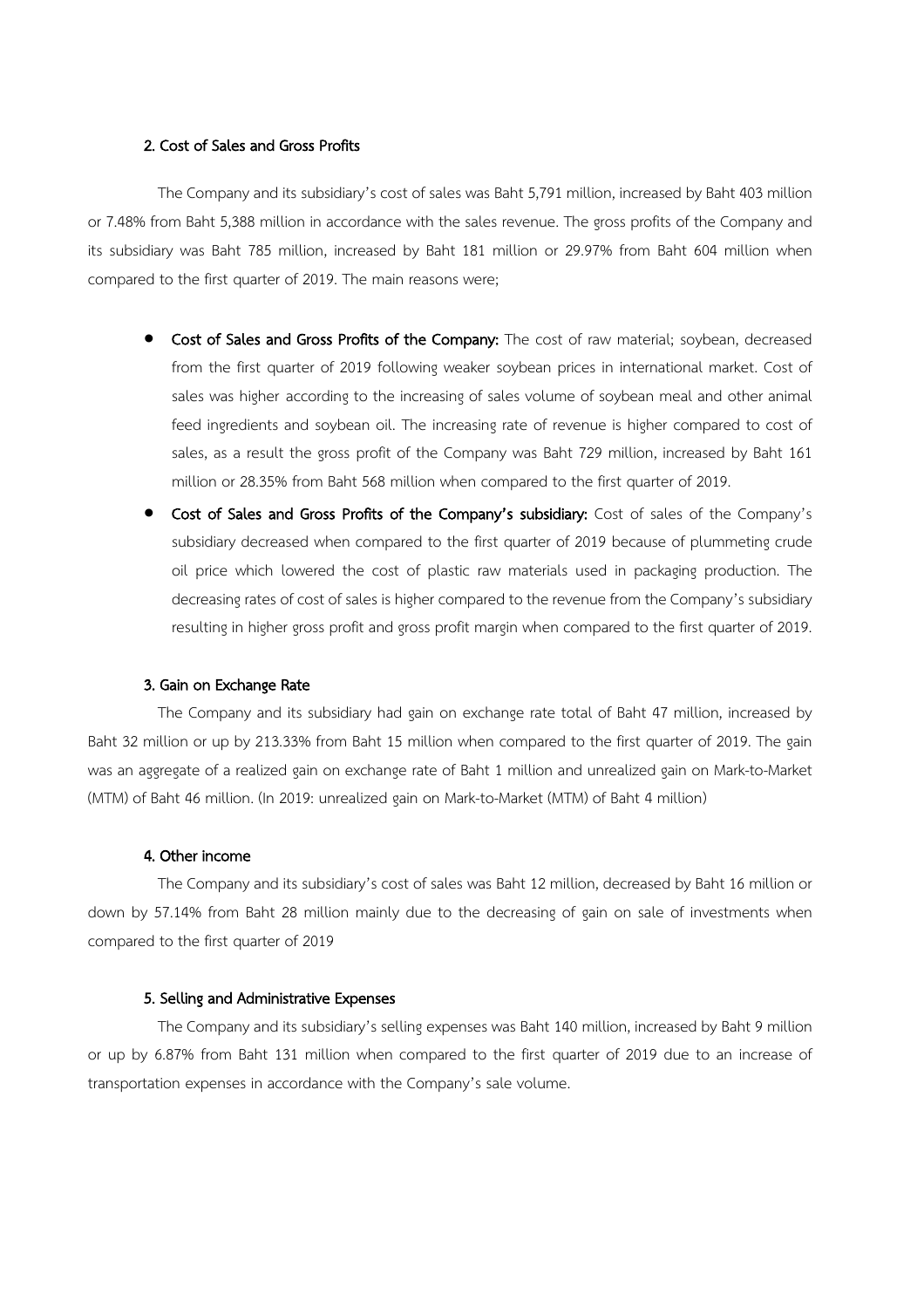#### 2. Cost of Sales and Gross Profits

The Company and its subsidiary's cost of sales was Baht 5,791 million, increased by Baht 403 million or 7.48% from Baht 5,388 million in accordance with the sales revenue. The gross profits of the Company and its subsidiary was Baht 785 million, increased by Baht 181 million or 29.97% from Baht 604 million when compared to the first quarter of 2019. The main reasons were;

- **Cost of Sales and Gross Profits of the Company:** The cost of raw material; soybean, decreased from the first quarter of 2019 following weaker soybean prices in international market. Cost of sales was higher according to the increasing of sales volume of soybean meal and other animal feed ingredients and soybean oil. The increasing rate of revenue is higher compared to cost of sales, as a result the gross profit of the Company was Baht 729 million, increased by Baht 161 million or 28.35% from Baht 568 million when compared to the first quarter of 2019.
- **Cost of Sales and Gross Profits of the Company's subsidiary:** Cost of sales of the Company's subsidiary decreased when compared to the first quarter of 2019 because of plummeting crude oil price which lowered the cost of plastic raw materials used in packaging production. The decreasing rates of cost of sales is higher compared to the revenue from the Company's subsidiary resulting in higher gross profit and gross profit margin when compared to the first quarter of 2019.

#### 3. Gain on Exchange Rate

The Company and its subsidiary had gain on exchange rate total of Baht 47 million, increased by Baht 32 million or up by 213.33% from Baht 15 million when compared to the first quarter of 2019. The gain was an aggregate of a realized gain on exchange rate of Baht 1 million and unrealized gain on Mark-to-Market (MTM) of Baht 46 million. (In 2019: unrealized gain on Mark-to-Market (MTM) of Baht 4 million)

#### 4. Other income

The Company and its subsidiary's cost of sales was Baht 12 million, decreased by Baht 16 million or down by 57.14% from Baht 28 million mainly due to the decreasing of gain on sale of investments when compared to the first quarter of 2019

#### 5. Selling and Administrative Expenses

The Company and its subsidiary's selling expenses was Baht 140 million, increased by Baht 9 million or up by 6.87% from Baht 131 million when compared to the first quarter of 2019 due to an increase of transportation expenses in accordance with the Company's sale volume.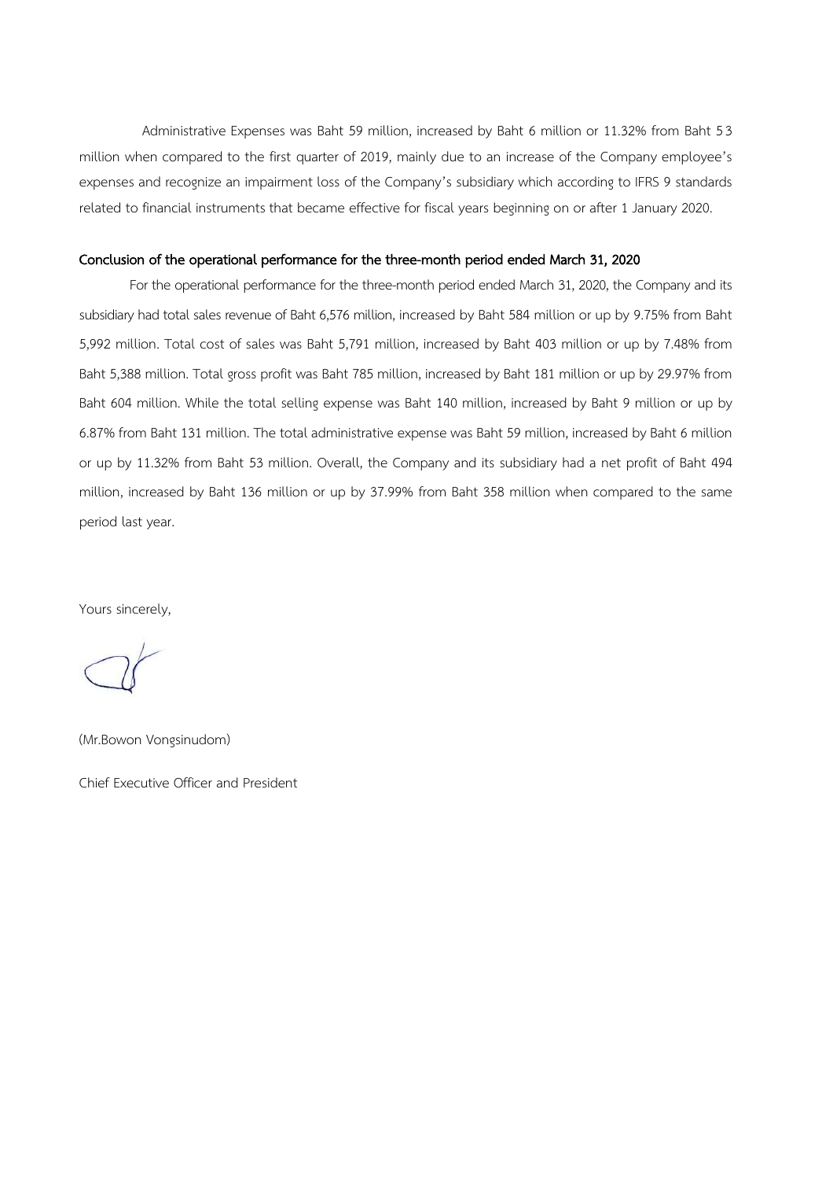Administrative Expenses was Baht 59 million, increased by Baht 6 million or 11.32% from Baht 53 million when compared to the first quarter of 2019, mainly due to an increase of the Company employee's expenses and recognize an impairment loss of the Company's subsidiary which according to IFRS 9 standards related to financial instruments that became effective for fiscal years beginning on or after 1 January 2020.

**Conclusion of the operational performance for the three-month period ended March 31, 2020**

For the operational performance for the three-month period ended March 31, 2020, the Company and its subsidiary had total sales revenue of Baht 6,576 million, increased by Baht 584 million or up by 9.75% from Baht 5,992 million. Total cost of sales was Baht 5,791 million, increased by Baht 403 million or up by 7.48% from Baht 5,388 million. Total gross profit was Baht 785 million, increased by Baht 181 million or up by 29.97% from Baht 604 million. While the total selling expense was Baht 140 million, increased by Baht 9 million or up by 6.87% from Baht 131 million. The total administrative expense was Baht 59 million, increased by Baht 6 million or up by 11.32% from Baht 53 million. Overall, the Company and its subsidiary had a net profit of Baht 494 million, increased by Baht 136 million or up by 37.99% from Baht 358 million when compared to the same period last year.

Yours sincerely,

(Mr.Bowon Vongsinudom)

Chief Executive Officer and President